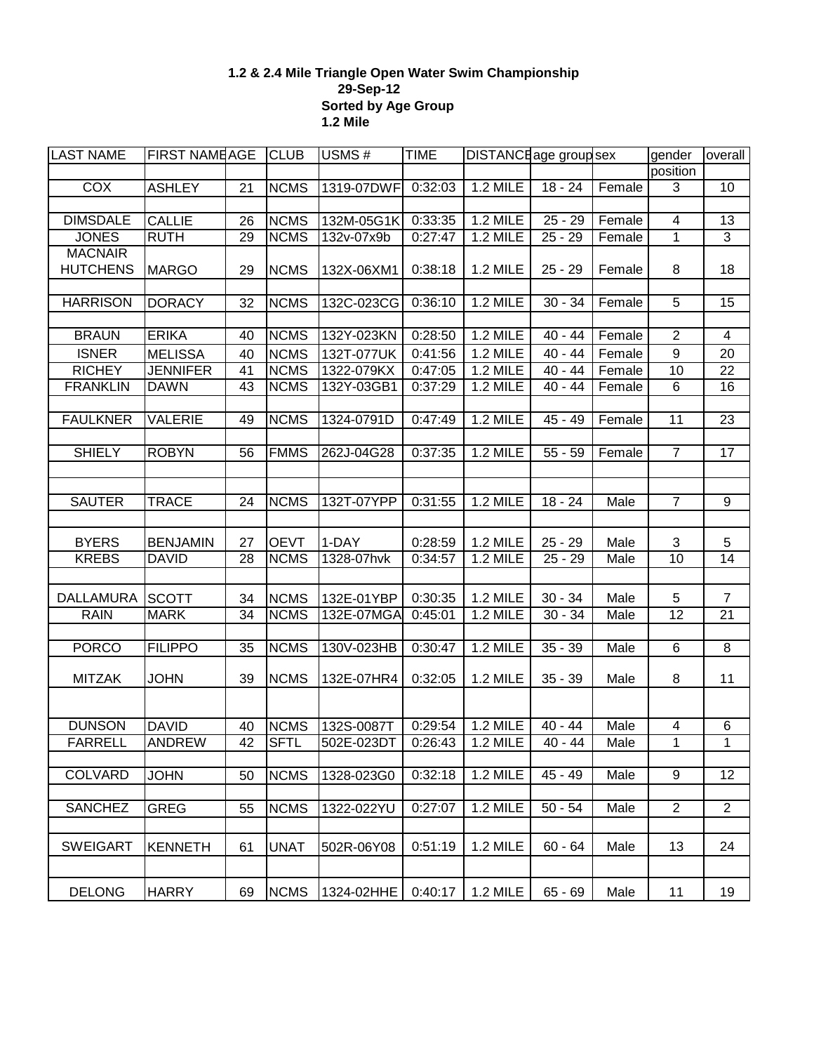**1.2 & 2.4 Mile Triangle Open Water Swim Championship**
**29-Sep-12**
**Sorted by Age Group**
**1.2 Mile**

| LAST NAME | FIRST NAME | AGE | CLUB | USMS # | TIME | DISTANCE | age group | sex | gender position | overall |
|---|---|---|---|---|---|---|---|---|---|---|
| COX | ASHLEY | 21 | NCMS | 1319-07DWF | 0:32:03 | 1.2 MILE | 18 - 24 | Female | 3 | 10 |
| | | | | | | | | | | |
| DIMSDALE | CALLIE | 26 | NCMS | 132M-05G1K | 0:33:35 | 1.2 MILE | 25 - 29 | Female | 4 | 13 |
| JONES | RUTH | 29 | NCMS | 132v-07x9b | 0:27:47 | 1.2 MILE | 25 - 29 | Female | 1 | 3 |
| MACNAIR HUTCHENS | MARGO | 29 | NCMS | 132X-06XM1 | 0:38:18 | 1.2 MILE | 25 - 29 | Female | 8 | 18 |
| | | | | | | | | | | |
| HARRISON | DORACY | 32 | NCMS | 132C-023CG | 0:36:10 | 1.2 MILE | 30 - 34 | Female | 5 | 15 |
| | | | | | | | | | | |
| BRAUN | ERIKA | 40 | NCMS | 132Y-023KN | 0:28:50 | 1.2 MILE | 40 - 44 | Female | 2 | 4 |
| ISNER | MELISSA | 40 | NCMS | 132T-077UK | 0:41:56 | 1.2 MILE | 40 - 44 | Female | 9 | 20 |
| RICHEY | JENNIFER | 41 | NCMS | 1322-079KX | 0:47:05 | 1.2 MILE | 40 - 44 | Female | 10 | 22 |
| FRANKLIN | DAWN | 43 | NCMS | 132Y-03GB1 | 0:37:29 | 1.2 MILE | 40 - 44 | Female | 6 | 16 |
| | | | | | | | | | | |
| FAULKNER | VALERIE | 49 | NCMS | 1324-0791D | 0:47:49 | 1.2 MILE | 45 - 49 | Female | 11 | 23 |
| | | | | | | | | | | |
| SHIELY | ROBYN | 56 | FMMS | 262J-04G28 | 0:37:35 | 1.2 MILE | 55 - 59 | Female | 7 | 17 |
| | | | | | | | | | | |
| | | | | | | | | | | |
| SAUTER | TRACE | 24 | NCMS | 132T-07YPP | 0:31:55 | 1.2 MILE | 18 - 24 | Male | 7 | 9 |
| | | | | | | | | | | |
| BYERS | BENJAMIN | 27 | OEVT | 1-DAY | 0:28:59 | 1.2 MILE | 25 - 29 | Male | 3 | 5 |
| KREBS | DAVID | 28 | NCMS | 1328-07hvk | 0:34:57 | 1.2 MILE | 25 - 29 | Male | 10 | 14 |
| | | | | | | | | | | |
| DALLAMURA | SCOTT | 34 | NCMS | 132E-01YBP | 0:30:35 | 1.2 MILE | 30 - 34 | Male | 5 | 7 |
| RAIN | MARK | 34 | NCMS | 132E-07MGA | 0:45:01 | 1.2 MILE | 30 - 34 | Male | 12 | 21 |
| | | | | | | | | | | |
| PORCO | FILIPPO | 35 | NCMS | 130V-023HB | 0:30:47 | 1.2 MILE | 35 - 39 | Male | 6 | 8 |
| MITZAK | JOHN | 39 | NCMS | 132E-07HR4 | 0:32:05 | 1.2 MILE | 35 - 39 | Male | 8 | 11 |
| | | | | | | | | | | |
| DUNSON | DAVID | 40 | NCMS | 132S-0087T | 0:29:54 | 1.2 MILE | 40 - 44 | Male | 4 | 6 |
| FARRELL | ANDREW | 42 | SFTL | 502E-023DT | 0:26:43 | 1.2 MILE | 40 - 44 | Male | 1 | 1 |
| | | | | | | | | | | |
| COLVARD | JOHN | 50 | NCMS | 1328-023G0 | 0:32:18 | 1.2 MILE | 45 - 49 | Male | 9 | 12 |
| | | | | | | | | | | |
| SANCHEZ | GREG | 55 | NCMS | 1322-022YU | 0:27:07 | 1.2 MILE | 50 - 54 | Male | 2 | 2 |
| | | | | | | | | | | |
| SWEIGART | KENNETH | 61 | UNAT | 502R-06Y08 | 0:51:19 | 1.2 MILE | 60 - 64 | Male | 13 | 24 |
| | | | | | | | | | | |
| DELONG | HARRY | 69 | NCMS | 1324-02HHE | 0:40:17 | 1.2 MILE | 65 - 69 | Male | 11 | 19 |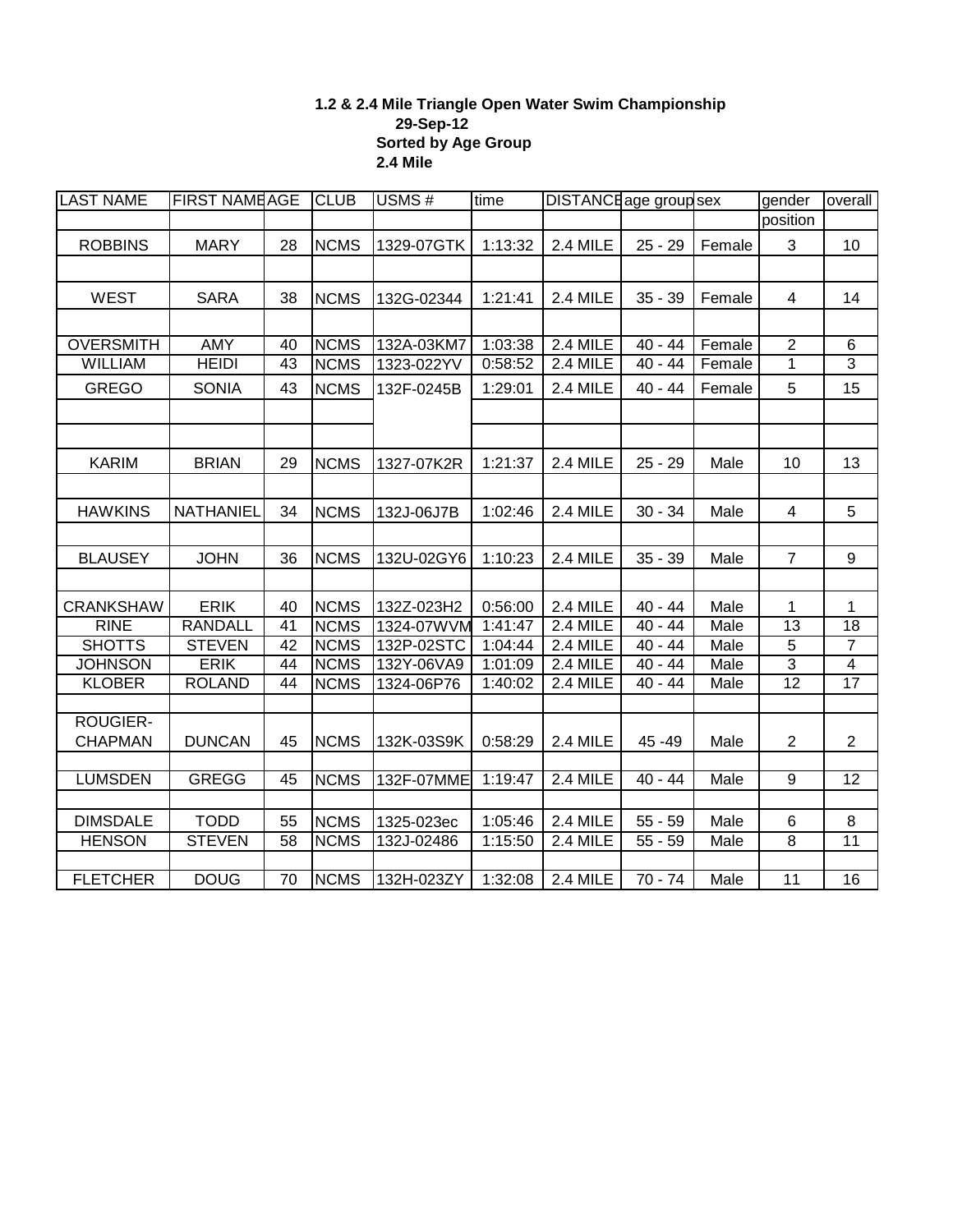**1.2 & 2.4 Mile Triangle Open Water Swim Championship**
**29-Sep-12**
**Sorted by Age Group**
**2.4 Mile**

| LAST NAME | FIRST NAME | AGE | CLUB | USMS # | time | DISTANCE | age group | sex | gender position | overall |
|---|---|---|---|---|---|---|---|---|---|---|
| ROBBINS | MARY | 28 | NCMS | 1329-07GTK | 1:13:32 | 2.4 MILE | 25 - 29 | Female | 3 | 10 |
| | | | | | | | | | | |
| WEST | SARA | 38 | NCMS | 132G-02344 | 1:21:41 | 2.4 MILE | 35 - 39 | Female | 4 | 14 |
| | | | | | | | | | | |
| OVERSMITH | AMY | 40 | NCMS | 132A-03KM7 | 1:03:38 | 2.4 MILE | 40 - 44 | Female | 2 | 6 |
| WILLIAM | HEIDI | 43 | NCMS | 1323-022YV | 0:58:52 | 2.4 MILE | 40 - 44 | Female | 1 | 3 |
| GREGO | SONIA | 43 | NCMS | 132F-0245B | 1:29:01 | 2.4 MILE | 40 - 44 | Female | 5 | 15 |
| | | | | | | | | | | |
| | | | | | | | | | | |
| KARIM | BRIAN | 29 | NCMS | 1327-07K2R | 1:21:37 | 2.4 MILE | 25 - 29 | Male | 10 | 13 |
| | | | | | | | | | | |
| HAWKINS | NATHANIEL | 34 | NCMS | 132J-06J7B | 1:02:46 | 2.4 MILE | 30 - 34 | Male | 4 | 5 |
| | | | | | | | | | | |
| BLAUSEY | JOHN | 36 | NCMS | 132U-02GY6 | 1:10:23 | 2.4 MILE | 35 - 39 | Male | 7 | 9 |
| | | | | | | | | | | |
| CRANKSHAW | ERIK | 40 | NCMS | 132Z-023H2 | 0:56:00 | 2.4 MILE | 40 - 44 | Male | 1 | 1 |
| RINE | RANDALL | 41 | NCMS | 1324-07WVM | 1:41:47 | 2.4 MILE | 40 - 44 | Male | 13 | 18 |
| SHOTTS | STEVEN | 42 | NCMS | 132P-02STC | 1:04:44 | 2.4 MILE | 40 - 44 | Male | 5 | 7 |
| JOHNSON | ERIK | 44 | NCMS | 132Y-06VA9 | 1:01:09 | 2.4 MILE | 40 - 44 | Male | 3 | 4 |
| KLOBER | ROLAND | 44 | NCMS | 1324-06P76 | 1:40:02 | 2.4 MILE | 40 - 44 | Male | 12 | 17 |
| | | | | | | | | | | |
| ROUGIER-CHAPMAN | DUNCAN | 45 | NCMS | 132K-03S9K | 0:58:29 | 2.4 MILE | 45 -49 | Male | 2 | 2 |
| | | | | | | | | | | |
| LUMSDEN | GREGG | 45 | NCMS | 132F-07MME | 1:19:47 | 2.4 MILE | 40 - 44 | Male | 9 | 12 |
| | | | | | | | | | | |
| DIMSDALE | TODD | 55 | NCMS | 1325-023ec | 1:05:46 | 2.4 MILE | 55 - 59 | Male | 6 | 8 |
| HENSON | STEVEN | 58 | NCMS | 132J-02486 | 1:15:50 | 2.4 MILE | 55 - 59 | Male | 8 | 11 |
| | | | | | | | | | | |
| FLETCHER | DOUG | 70 | NCMS | 132H-023ZY | 1:32:08 | 2.4 MILE | 70 - 74 | Male | 11 | 16 |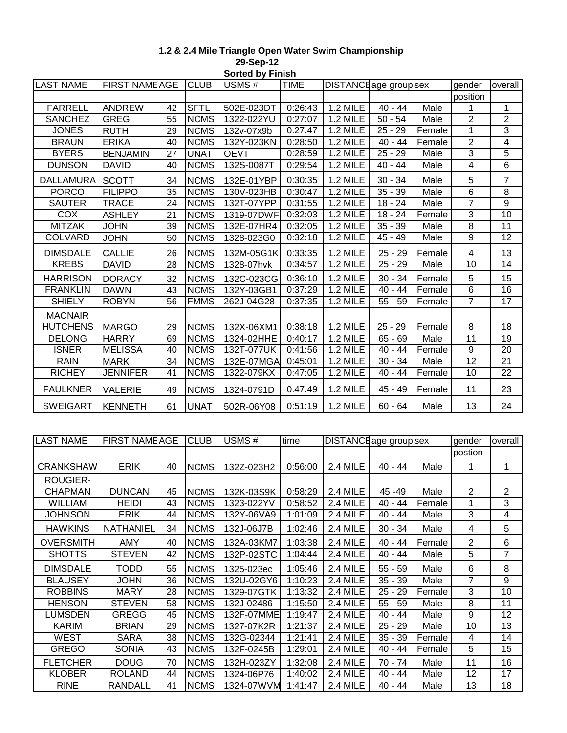**1.2 & 2.4 Mile Triangle Open Water Swim Championship**

**29-Sep-12**

**Sorted by Finish**

| LAST NAME | FIRST NAME | AGE | CLUB | USMS # | TIME | DISTANCE | age group | sex | gender position | overall |
|---|---|---|---|---|---|---|---|---|---|---|
| FARRELL | ANDREW | 42 | SFTL | 502E-023DT | 0:26:43 | 1.2 MILE | 40 - 44 | Male | 1 | 1 |
| SANCHEZ | GREG | 55 | NCMS | 1322-022YU | 0:27:07 | 1.2 MILE | 50 - 54 | Male | 2 | 2 |
| JONES | RUTH | 29 | NCMS | 132v-07x9b | 0:27:47 | 1.2 MILE | 25 - 29 | Female | 1 | 3 |
| BRAUN | ERIKA | 40 | NCMS | 132Y-023KN | 0:28:50 | 1.2 MILE | 40 - 44 | Female | 2 | 4 |
| BYERS | BENJAMIN | 27 | UNAT | OEVT | 0:28:59 | 1.2 MILE | 25 - 29 | Male | 3 | 5 |
| DUNSON | DAVID | 40 | NCMS | 132S-0087T | 0:29:54 | 1.2 MILE | 40 - 44 | Male | 4 | 6 |
| DALLAMURA | SCOTT | 34 | NCMS | 132E-01YBP | 0:30:35 | 1.2 MILE | 30 - 34 | Male | 5 | 7 |
| PORCO | FILIPPO | 35 | NCMS | 130V-023HB | 0:30:47 | 1.2 MILE | 35 - 39 | Male | 6 | 8 |
| SAUTER | TRACE | 24 | NCMS | 132T-07YPP | 0:31:55 | 1.2 MILE | 18 - 24 | Male | 7 | 9 |
| COX | ASHLEY | 21 | NCMS | 1319-07DWF | 0:32:03 | 1.2 MILE | 18 - 24 | Female | 3 | 10 |
| MITZAK | JOHN | 39 | NCMS | 132E-07HR4 | 0:32:05 | 1.2 MILE | 35 - 39 | Male | 8 | 11 |
| COLVARD | JOHN | 50 | NCMS | 1328-023G0 | 0:32:18 | 1.2 MILE | 45 - 49 | Male | 9 | 12 |
| DIMSDALE | CALLIE | 26 | NCMS | 132M-05G1K | 0:33:35 | 1.2 MILE | 25 - 29 | Female | 4 | 13 |
| KREBS | DAVID | 28 | NCMS | 1328-07hvk | 0:34:57 | 1.2 MILE | 25 - 29 | Male | 10 | 14 |
| HARRISON | DORACY | 32 | NCMS | 132C-023CG | 0:36:10 | 1.2 MILE | 30 - 34 | Female | 5 | 15 |
| FRANKLIN | DAWN | 43 | NCMS | 132Y-03GB1 | 0:37:29 | 1.2 MILE | 40 - 44 | Female | 6 | 16 |
| SHIELY | ROBYN | 56 | FMMS | 262J-04G28 | 0:37:35 | 1.2 MILE | 55 - 59 | Female | 7 | 17 |
| MACNAIR HUTCHENS | MARGO | 29 | NCMS | 132X-06XM1 | 0:38:18 | 1.2 MILE | 25 - 29 | Female | 8 | 18 |
| DELONG | HARRY | 69 | NCMS | 1324-02HHE | 0:40:17 | 1.2 MILE | 65 - 69 | Male | 11 | 19 |
| ISNER | MELISSA | 40 | NCMS | 132T-077UK | 0:41:56 | 1.2 MILE | 40 - 44 | Female | 9 | 20 |
| RAIN | MARK | 34 | NCMS | 132E-07MGA | 0:45:01 | 1.2 MILE | 30 - 34 | Male | 12 | 21 |
| RICHEY | JENNIFER | 41 | NCMS | 1322-079KX | 0:47:05 | 1.2 MILE | 40 - 44 | Female | 10 | 22 |
| FAULKNER | VALERIE | 49 | NCMS | 1324-0791D | 0:47:49 | 1.2 MILE | 45 - 49 | Female | 11 | 23 |
| SWEIGART | KENNETH | 61 | UNAT | 502R-06Y08 | 0:51:19 | 1.2 MILE | 60 - 64 | Male | 13 | 24 |

| LAST NAME | FIRST NAME | AGE | CLUB | USMS # | time | DISTANCE | age group | sex | gender postion | overall |
|---|---|---|---|---|---|---|---|---|---|---|
| CRANKSHAW | ERIK | 40 | NCMS | 132Z-023H2 | 0:56:00 | 2.4 MILE | 40 - 44 | Male | 1 | 1 |
| ROUGIER-CHAPMAN | DUNCAN | 45 | NCMS | 132K-03S9K | 0:58:29 | 2.4 MILE | 45 -49 | Male | 2 | 2 |
| WILLIAM | HEIDI | 43 | NCMS | 1323-022YV | 0:58:52 | 2.4 MILE | 40 - 44 | Female | 1 | 3 |
| JOHNSON | ERIK | 44 | NCMS | 132Y-06VA9 | 1:01:09 | 2.4 MILE | 40 - 44 | Male | 3 | 4 |
| HAWKINS | NATHANIEL | 34 | NCMS | 132J-06J7B | 1:02:46 | 2.4 MILE | 30 - 34 | Male | 4 | 5 |
| OVERSMITH | AMY | 40 | NCMS | 132A-03KM7 | 1:03:38 | 2.4 MILE | 40 - 44 | Female | 2 | 6 |
| SHOTTS | STEVEN | 42 | NCMS | 132P-02STC | 1:04:44 | 2.4 MILE | 40 - 44 | Male | 5 | 7 |
| DIMSDALE | TODD | 55 | NCMS | 1325-023ec | 1:05:46 | 2.4 MILE | 55 - 59 | Male | 6 | 8 |
| BLAUSEY | JOHN | 36 | NCMS | 132U-02GY6 | 1:10:23 | 2.4 MILE | 35 - 39 | Male | 7 | 9 |
| ROBBINS | MARY | 28 | NCMS | 1329-07GTK | 1:13:32 | 2.4 MILE | 25 - 29 | Female | 3 | 10 |
| HENSON | STEVEN | 58 | NCMS | 132J-02486 | 1:15:50 | 2.4 MILE | 55 - 59 | Male | 8 | 11 |
| LUMSDEN | GREGG | 45 | NCMS | 132F-07MME | 1:19:47 | 2.4 MILE | 40 - 44 | Male | 9 | 12 |
| KARIM | BRIAN | 29 | NCMS | 1327-07K2R | 1:21:37 | 2.4 MILE | 25 - 29 | Male | 10 | 13 |
| WEST | SARA | 38 | NCMS | 132G-02344 | 1:21:41 | 2.4 MILE | 35 - 39 | Female | 4 | 14 |
| GREGO | SONIA | 43 | NCMS | 132F-0245B | 1:29:01 | 2.4 MILE | 40 - 44 | Female | 5 | 15 |
| FLETCHER | DOUG | 70 | NCMS | 132H-023ZY | 1:32:08 | 2.4 MILE | 70 - 74 | Male | 11 | 16 |
| KLOBER | ROLAND | 44 | NCMS | 1324-06P76 | 1:40:02 | 2.4 MILE | 40 - 44 | Male | 12 | 17 |
| RINE | RANDALL | 41 | NCMS | 1324-07WVM | 1:41:47 | 2.4 MILE | 40 - 44 | Male | 13 | 18 |